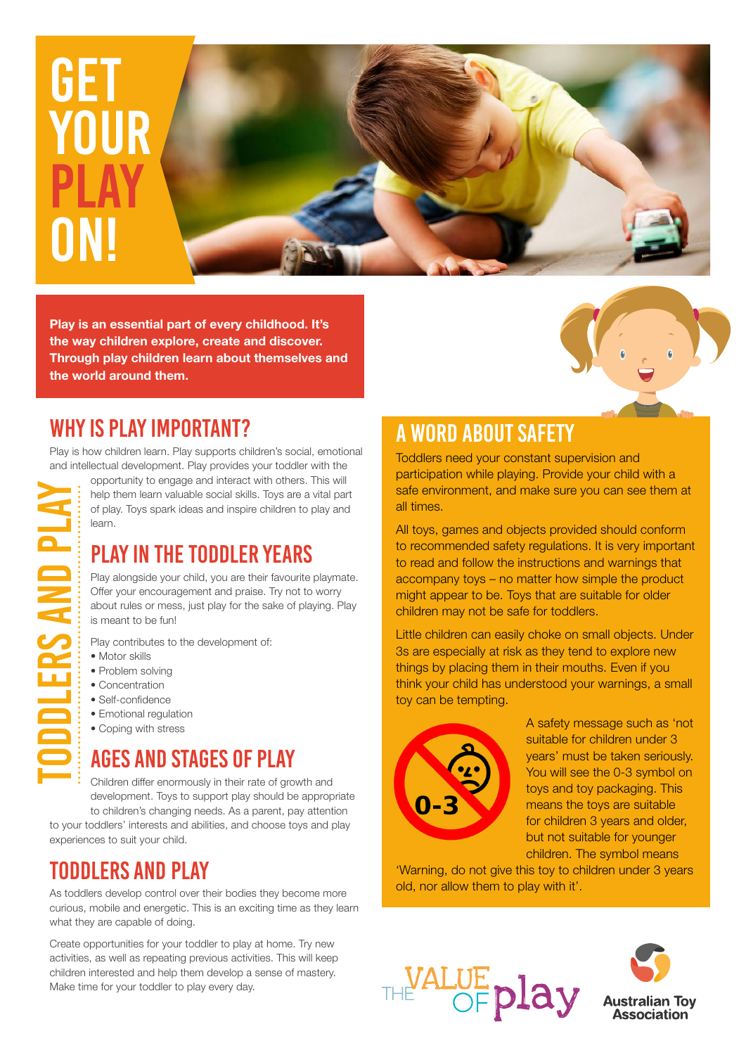# GET YOUR PLAY ON!

**Play is an essential part of every childhood. It's the way children explore, create and discover. Through play children learn about themselves and the world around them.**

## TODDLERS AND PLAY

## WHY IS PLAY IMPORTANT?

Play is how children learn. Play supports children's social, emotional and intellectual development. Play provides your toddler with the opportunity to engage and interact with others. This will help them learn valuable social skills. Toys are a vital part of play. Toys spark ideas and inspire children to play and learn.

## PLAY IN THE TODDLER YEARS

Play alongside your child, you are their favourite playmate. Offer your encouragement and praise. Try not to worry about rules or mess, just play for the sake of playing. Play is meant to be fun!

Play contributes to the development of:

- Motor skills
- Problem solving
- Concentration
- Self-confidence
- Emotional regulation
- Coping with stress

## AGES AND STAGES OF PLAY

Children differ enormously in their rate of growth and development. Toys to support play should be appropriate to children's changing needs. As a parent, pay attention to your toddlers' interests and abilities, and choose toys and play experiences to suit your child.

## TODDLERS AND PLAY

As toddlers develop control over their bodies they become more curious, mobile and energetic. This is an exciting time as they learn what they are capable of doing.

Create opportunities for your toddler to play at home. Try new activities, as well as repeating previous activities. This will keep children interested and help them develop a sense of mastery. Make time for your toddler to play every day.

## A WORD ABOUT SAFETY

Toddlers need your constant supervision and participation while playing. Provide your child with a safe environment, and make sure you can see them at all times.

All toys, games and objects provided should conform to recommended safety regulations. It is very important to read and follow the instructions and warnings that accompany toys – no matter how simple the product might appear to be. Toys that are suitable for older children may not be safe for toddlers.

Little children can easily choke on small objects. Under 3s are especially at risk as they tend to explore new things by placing them in their mouths. Even if you think your child has understood your warnings, a small toy can be tempting.

0-3

A safety message such as 'not suitable for children under 3 years' must be taken seriously. You will see the 0-3 symbol on toys and toy packaging. This means the toys are suitable for children 3 years and older, but not suitable for younger children. The symbol means 'Warning, do not give this toy to children under 3 years old, nor allow them to play with it'.

THE VALUE OF play

Australian Toy Association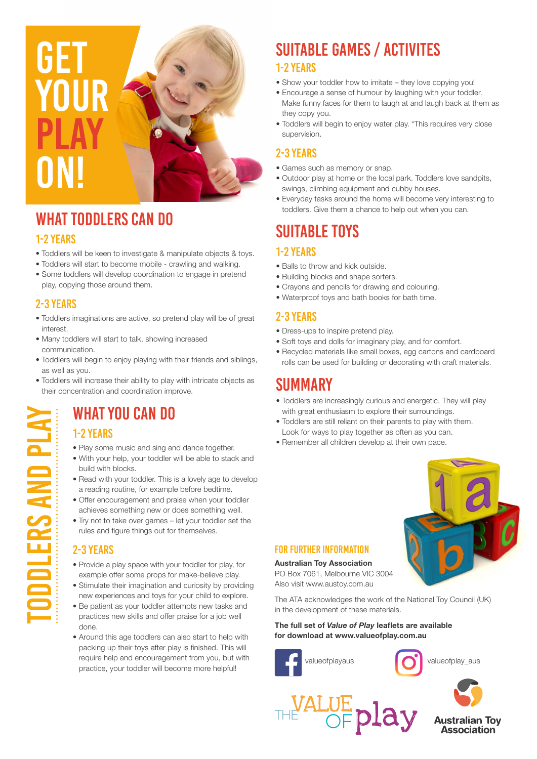# GET YOUR PLAY ON!

## WHAT TODDLERS CAN DO

### 1-2 YEARS

- Toddlers will be keen to investigate & manipulate objects & toys.
- Toddlers will start to become mobile - crawling and walking.
- Some toddlers will develop coordination to engage in pretend play, copying those around them.

### 2-3 YEARS

- Toddlers imaginations are active, so pretend play will be of great interest.
- Many toddlers will start to talk, showing increased communication.
- Toddlers will begin to enjoy playing with their friends and siblings, as well as you.
- Toddlers will increase their ability to play with intricate objects as their concentration and coordination improve.

TODDLERS AND PLAY

## WHAT YOU CAN DO

### 1-2 YEARS

- Play some music and sing and dance together.
- With your help, your toddler will be able to stack and build with blocks.
- Read with your toddler. This is a lovely age to develop a reading routine, for example before bedtime.
- Offer encouragement and praise when your toddler achieves something new or does something well.
- Try not to take over games – let your toddler set the rules and figure things out for themselves.

### 2-3 YEARS

- Provide a play space with your toddler for play, for example offer some props for make-believe play.
- Stimulate their imagination and curiosity by providing new experiences and toys for your child to explore.
- Be patient as your toddler attempts new tasks and practices new skills and offer praise for a job well done.
- Around this age toddlers can also start to help with packing up their toys after play is finished. This will require help and encouragement from you, but with practice, your toddler will become more helpful!

## SUITABLE GAMES / ACTIVITES

### 1-2 YEARS

- Show your toddler how to imitate – they love copying you!
- Encourage a sense of humour by laughing with your toddler. Make funny faces for them to laugh at and laugh back at them as they copy you.
- Toddlers will begin to enjoy water play. *This requires very close supervision.

### 2-3 YEARS

- Games such as memory or snap.
- Outdoor play at home or the local park. Toddlers love sandpits, swings, climbing equipment and cubby houses.
- Everyday tasks around the home will become very interesting to toddlers. Give them a chance to help out when you can.

## SUITABLE TOYS

### 1-2 YEARS

- Balls to throw and kick outside.
- Building blocks and shape sorters.
- Crayons and pencils for drawing and colouring.
- Waterproof toys and bath books for bath time.

### 2-3 YEARS

- Dress-ups to inspire pretend play.
- Soft toys and dolls for imaginary play, and for comfort.
- Recycled materials like small boxes, egg cartons and cardboard rolls can be used for building or decorating with craft materials.

## SUMMARY

- Toddlers are increasingly curious and energetic. They will play with great enthusiasm to explore their surroundings.
- Toddlers are still reliant on their parents to play with them. Look for ways to play together as often as you can.
- Remember all children develop at their own pace.

### FOR FURTHER INFORMATION

**Australian Toy Association**
PO Box 7061, Melbourne VIC 3004
Also visit www.austoy.com.au

The ATA acknowledges the work of the National Toy Council (UK) in the development of these materials.

**The full set of *Value of Play* leaflets are available for download at www.valueofplay.com.au**

valueofplayaus

valueofplay_aus

THE VALUE OF play

Australian Toy Association